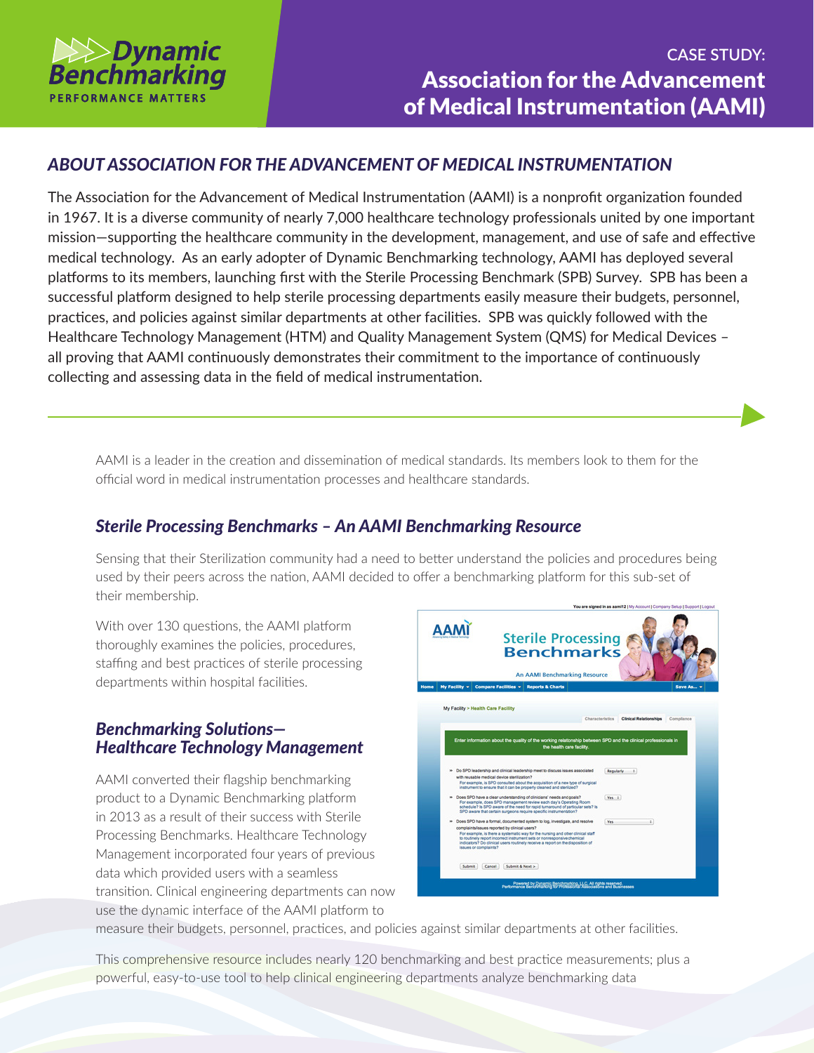Dynamic Benchmarking
PERFORMANCE MATTERS

# CASE STUDY: Association for the Advancement of Medical Instrumentation (AAMI)

## *ABOUT ASSOCIATION FOR THE ADVANCEMENT OF MEDICAL INSTRUMENTATION*

The Association for the Advancement of Medical Instrumentation (AAMI) is a nonprofit organization founded in 1967. It is a diverse community of nearly 7,000 healthcare technology professionals united by one important mission—supporting the healthcare community in the development, management, and use of safe and effective medical technology. As an early adopter of Dynamic Benchmarking technology, AAMI has deployed several platforms to its members, launching first with the Sterile Processing Benchmark (SPB) Survey. SPB has been a successful platform designed to help sterile processing departments easily measure their budgets, personnel, practices, and policies against similar departments at other facilities. SPB was quickly followed with the Healthcare Technology Management (HTM) and Quality Management System (QMS) for Medical Devices – all proving that AAMI continuously demonstrates their commitment to the importance of continuously collecting and assessing data in the field of medical instrumentation.

AAMI is a leader in the creation and dissemination of medical standards. Its members look to them for the official word in medical instrumentation processes and healthcare standards.

### *Sterile Processing Benchmarks – An AAMI Benchmarking Resource*

Sensing that their Sterilization community had a need to better understand the policies and procedures being used by their peers across the nation, AAMI decided to offer a benchmarking platform for this sub-set of their membership.

With over 130 questions, the AAMI platform thoroughly examines the policies, procedures, staffing and best practices of sterile processing departments within hospital facilities.

### *Benchmarking Solutions—Healthcare Technology Management*

AAMI converted their flagship benchmarking product to a Dynamic Benchmarking platform in 2013 as a result of their success with Sterile Processing Benchmarks. Healthcare Technology Management incorporated four years of previous data which provided users with a seamless transition. Clinical engineering departments can now use the dynamic interface of the AAMI platform to measure their budgets, personnel, practices, and policies against similar departments at other facilities.

This comprehensive resource includes nearly 120 benchmarking and best practice measurements; plus a powerful, easy-to-use tool to help clinical engineering departments analyze benchmarking data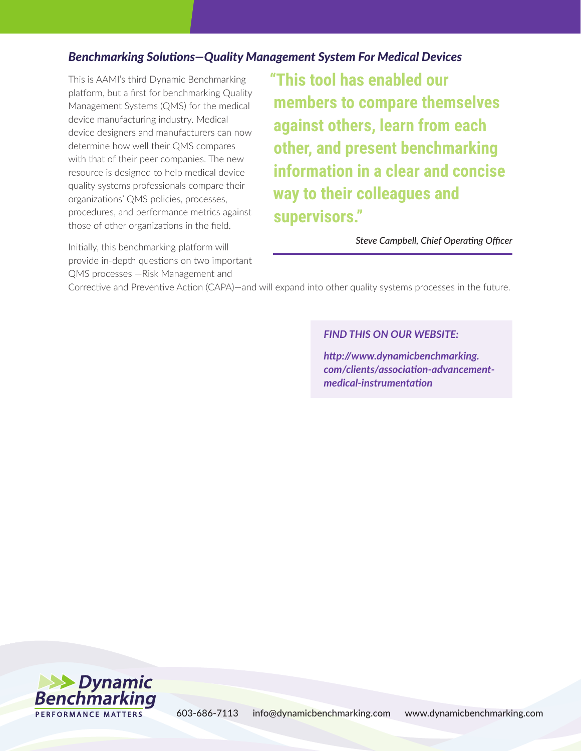## *Benchmarking Solutions—Quality Management System For Medical Devices*

This is AAMI's third Dynamic Benchmarking platform, but a first for benchmarking Quality Management Systems (QMS) for the medical device manufacturing industry. Medical device designers and manufacturers can now determine how well their QMS compares with that of their peer companies. The new resource is designed to help medical device quality systems professionals compare their organizations' QMS policies, processes, procedures, and performance metrics against those of other organizations in the field.

Initially, this benchmarking platform will provide in-depth questions on two important QMS processes —Risk Management and Corrective and Preventive Action (CAPA)—and will expand into other quality systems processes in the future.

**"This tool has enabled our members to compare themselves against others, learn from each other, and present benchmarking information in a clear and concise way to their colleagues and supervisors."**

*Steve Campbell, Chief Operating Officer*

***FIND THIS ON OUR WEBSITE:***

***http://www.dynamicbenchmarking.com/clients/association-advancement-medical-instrumentation***

Dynamic Benchmarking
PERFORMANCE MATTERS

603-686-7113 info@dynamicbenchmarking.com www.dynamicbenchmarking.com